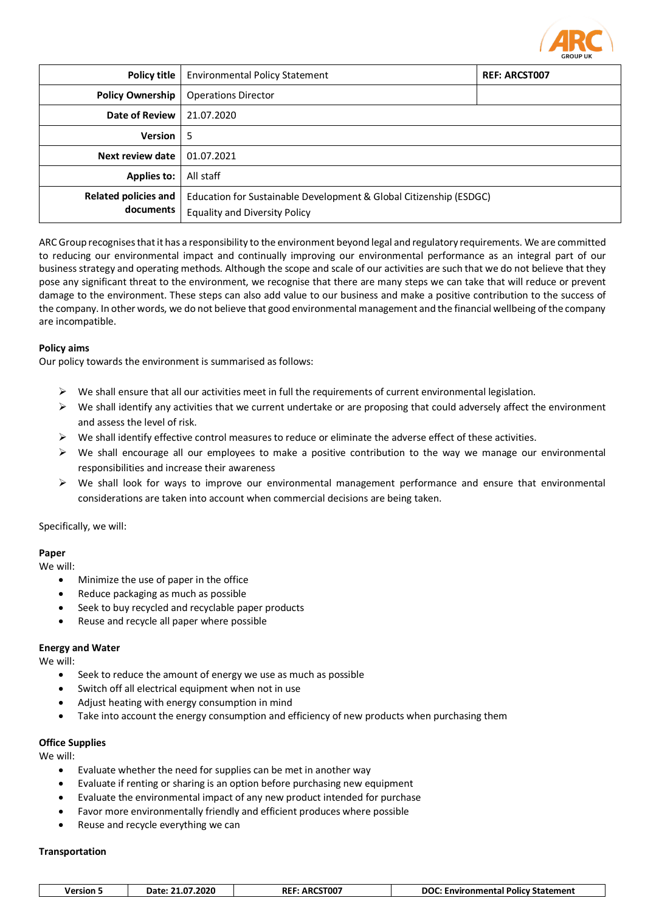| Policy title | Environmental Policy Statement | REF: ARCST007 |
|---|---|---|
| Policy Ownership | Operations Director | |
| Date of Review | 21.07.2020 | |
| Version | 5 | |
| Next review date | 01.07.2021 | |
| Applies to: | All staff | |
| Related policies and documents | Education for Sustainable Development & Global Citizenship (ESDGC)<br>Equality and Diversity Policy | |

ARC Group recognises that it has a responsibility to the environment beyond legal and regulatory requirements. We are committed to reducing our environmental impact and continually improving our environmental performance as an integral part of our business strategy and operating methods. Although the scope and scale of our activities are such that we do not believe that they pose any significant threat to the environment, we recognise that there are many steps we can take that will reduce or prevent damage to the environment. These steps can also add value to our business and make a positive contribution to the success of the company. In other words, we do not believe that good environmental management and the financial wellbeing of the company are incompatible.

**Policy aims**

Our policy towards the environment is summarised as follows:

- We shall ensure that all our activities meet in full the requirements of current environmental legislation.
- We shall identify any activities that we current undertake or are proposing that could adversely affect the environment and assess the level of risk.
- We shall identify effective control measures to reduce or eliminate the adverse effect of these activities.
- We shall encourage all our employees to make a positive contribution to the way we manage our environmental responsibilities and increase their awareness
- We shall look for ways to improve our environmental management performance and ensure that environmental considerations are taken into account when commercial decisions are being taken.

Specifically, we will:

**Paper**

We will:

- Minimize the use of paper in the office
- Reduce packaging as much as possible
- Seek to buy recycled and recyclable paper products
- Reuse and recycle all paper where possible

**Energy and Water**

We will:

- Seek to reduce the amount of energy we use as much as possible
- Switch off all electrical equipment when not in use
- Adjust heating with energy consumption in mind
- Take into account the energy consumption and efficiency of new products when purchasing them

**Office Supplies**

We will:

- Evaluate whether the need for supplies can be met in another way
- Evaluate if renting or sharing is an option before purchasing new equipment
- Evaluate the environmental impact of any new product intended for purchase
- Favor more environmentally friendly and efficient produces where possible
- Reuse and recycle everything we can

**Transportation**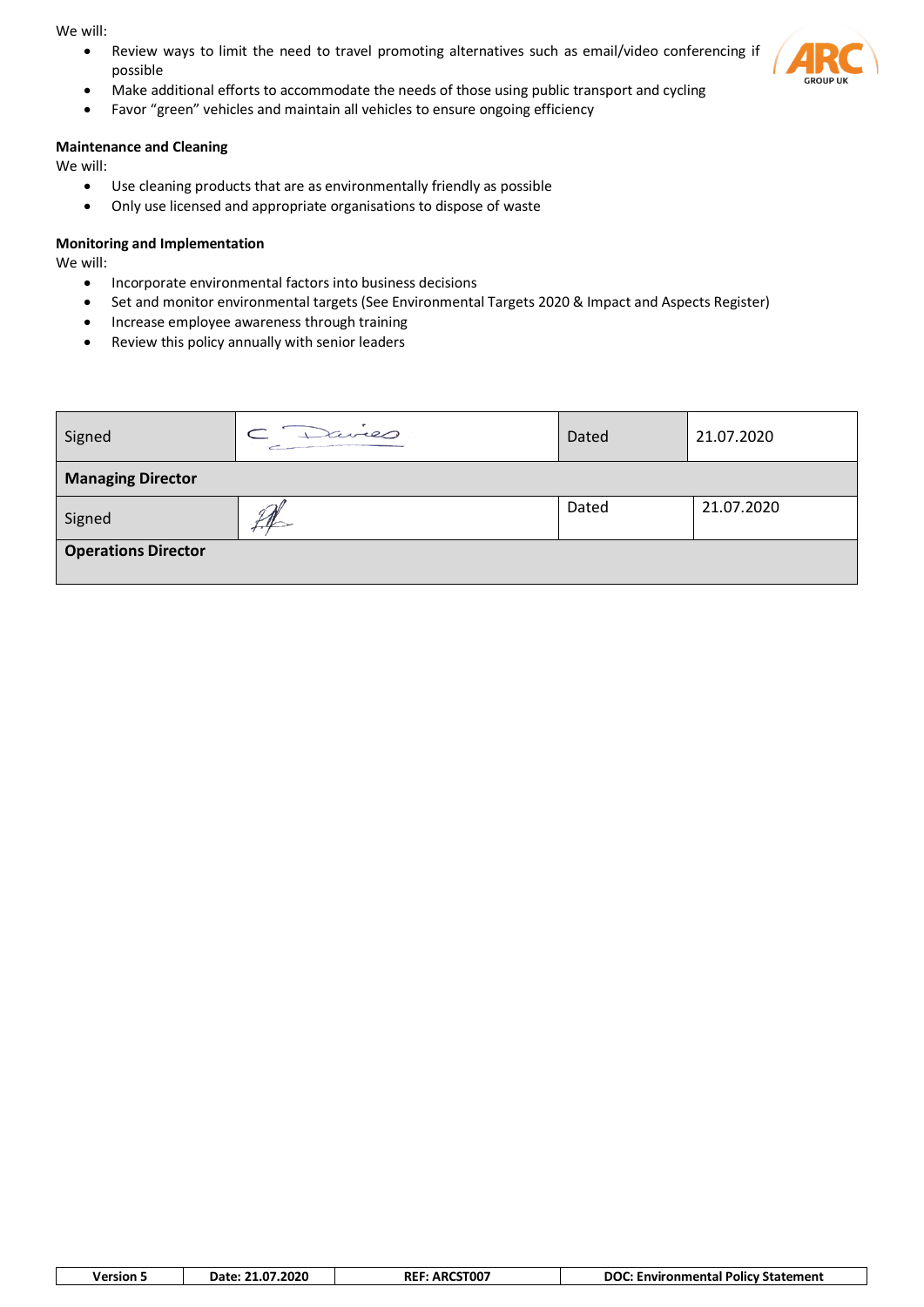We will:

- Review ways to limit the need to travel promoting alternatives such as email/video conferencing if possible
- Make additional efforts to accommodate the needs of those using public transport and cycling
- Favor "green" vehicles and maintain all vehicles to ensure ongoing efficiency

**Maintenance and Cleaning**

We will:

- Use cleaning products that are as environmentally friendly as possible
- Only use licensed and appropriate organisations to dispose of waste

**Monitoring and Implementation**

We will:

- Incorporate environmental factors into business decisions
- Set and monitor environmental targets (See Environmental Targets 2020 & Impact and Aspects Register)
- Increase employee awareness through training
- Review this policy annually with senior leaders

| | | | |
|---|---|---|---|
| Signed | C Davies | Dated | 21.07.2020 |
| **Managing Director** | | | |
| Signed | | Dated | 21.07.2020 |
| **Operations Director** | | | |

| Version 5 | Date: 21.07.2020 | REF: ARCST007 | DOC: Environmental Policy Statement |
|---|---|---|---|